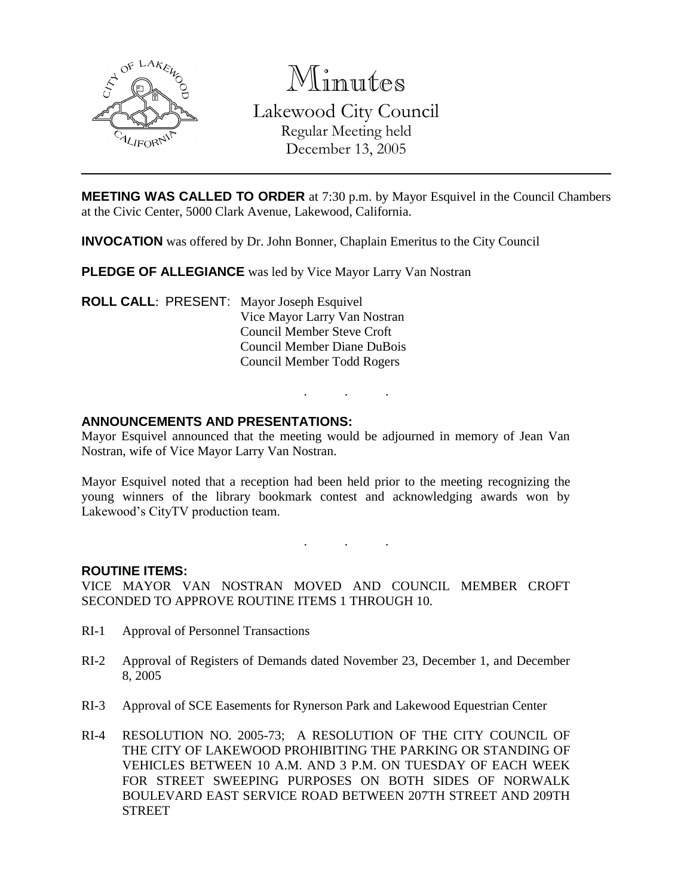# Minutes

## Lakewood City Council

Regular Meeting held
December 13, 2005

---

**MEETING WAS CALLED TO ORDER** at 7:30 p.m. by Mayor Esquivel in the Council Chambers at the Civic Center, 5000 Clark Avenue, Lakewood, California.

**INVOCATION** was offered by Dr. John Bonner, Chaplain Emeritus to the City Council

**PLEDGE OF ALLEGIANCE** was led by Vice Mayor Larry Van Nostran

**ROLL CALL**: PRESENT: Mayor Joseph Esquivel
Vice Mayor Larry Van Nostran
Council Member Steve Croft
Council Member Diane DuBois
Council Member Todd Rogers

. . .

**ANNOUNCEMENTS AND PRESENTATIONS:**

Mayor Esquivel announced that the meeting would be adjourned in memory of Jean Van Nostran, wife of Vice Mayor Larry Van Nostran.

Mayor Esquivel noted that a reception had been held prior to the meeting recognizing the young winners of the library bookmark contest and acknowledging awards won by Lakewood's CityTV production team.

. . .

**ROUTINE ITEMS:**

VICE MAYOR VAN NOSTRAN MOVED AND COUNCIL MEMBER CROFT SECONDED TO APPROVE ROUTINE ITEMS 1 THROUGH 10.

RI-1 Approval of Personnel Transactions

RI-2 Approval of Registers of Demands dated November 23, December 1, and December 8, 2005

RI-3 Approval of SCE Easements for Rynerson Park and Lakewood Equestrian Center

RI-4 RESOLUTION NO. 2005-73; A RESOLUTION OF THE CITY COUNCIL OF THE CITY OF LAKEWOOD PROHIBITING THE PARKING OR STANDING OF VEHICLES BETWEEN 10 A.M. AND 3 P.M. ON TUESDAY OF EACH WEEK FOR STREET SWEEPING PURPOSES ON BOTH SIDES OF NORWALK BOULEVARD EAST SERVICE ROAD BETWEEN 207TH STREET AND 209TH STREET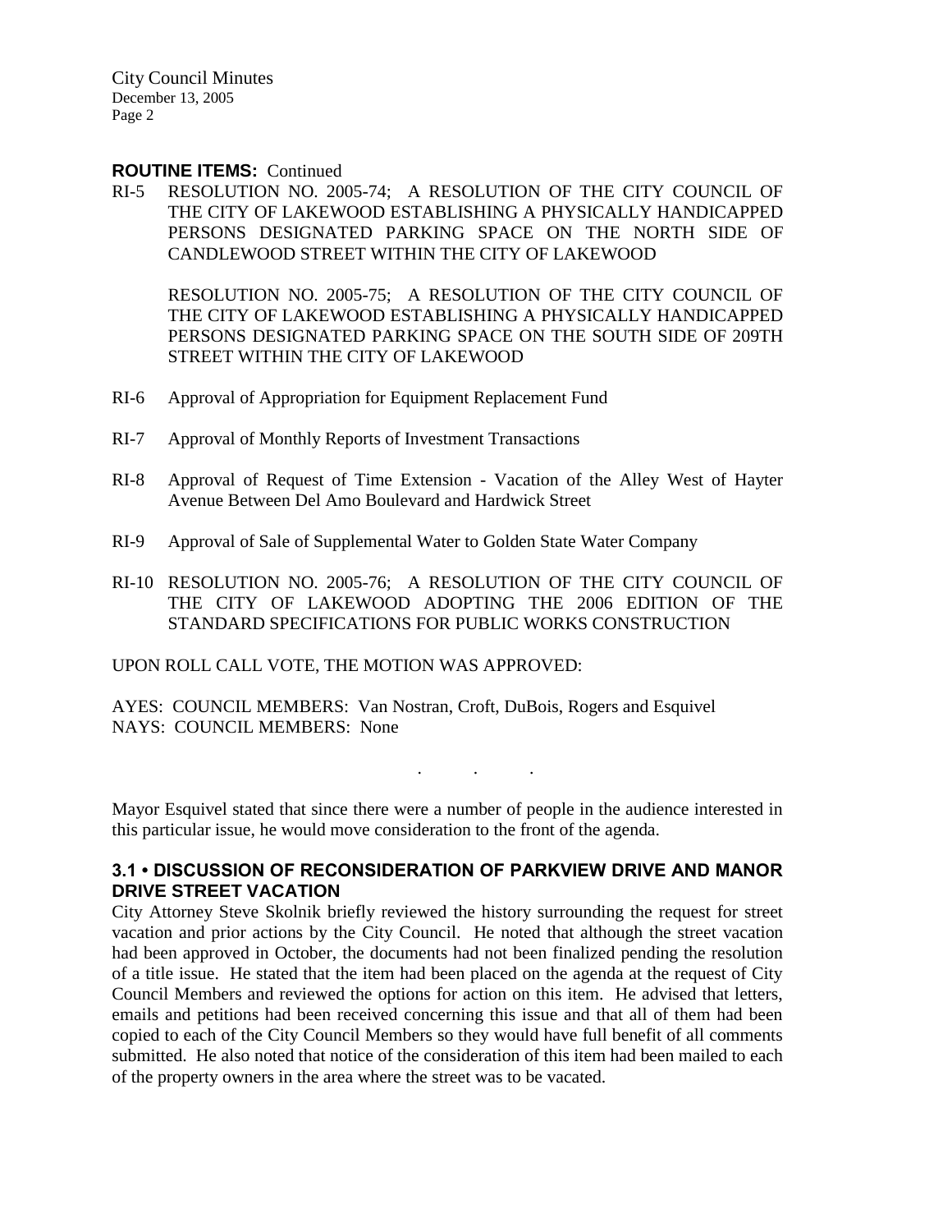**ROUTINE ITEMS:** Continued

RI-5 RESOLUTION NO. 2005-74; A RESOLUTION OF THE CITY COUNCIL OF THE CITY OF LAKEWOOD ESTABLISHING A PHYSICALLY HANDICAPPED PERSONS DESIGNATED PARKING SPACE ON THE NORTH SIDE OF CANDLEWOOD STREET WITHIN THE CITY OF LAKEWOOD

RESOLUTION NO. 2005-75; A RESOLUTION OF THE CITY COUNCIL OF THE CITY OF LAKEWOOD ESTABLISHING A PHYSICALLY HANDICAPPED PERSONS DESIGNATED PARKING SPACE ON THE SOUTH SIDE OF 209TH STREET WITHIN THE CITY OF LAKEWOOD

RI-6 Approval of Appropriation for Equipment Replacement Fund

RI-7 Approval of Monthly Reports of Investment Transactions

RI-8 Approval of Request of Time Extension - Vacation of the Alley West of Hayter Avenue Between Del Amo Boulevard and Hardwick Street

RI-9 Approval of Sale of Supplemental Water to Golden State Water Company

RI-10 RESOLUTION NO. 2005-76; A RESOLUTION OF THE CITY COUNCIL OF THE CITY OF LAKEWOOD ADOPTING THE 2006 EDITION OF THE STANDARD SPECIFICATIONS FOR PUBLIC WORKS CONSTRUCTION

UPON ROLL CALL VOTE, THE MOTION WAS APPROVED:

AYES: COUNCIL MEMBERS: Van Nostran, Croft, DuBois, Rogers and Esquivel
NAYS: COUNCIL MEMBERS: None

. . .

Mayor Esquivel stated that since there were a number of people in the audience interested in this particular issue, he would move consideration to the front of the agenda.

### 3.1 • DISCUSSION OF RECONSIDERATION OF PARKVIEW DRIVE AND MANOR DRIVE STREET VACATION

City Attorney Steve Skolnik briefly reviewed the history surrounding the request for street vacation and prior actions by the City Council. He noted that although the street vacation had been approved in October, the documents had not been finalized pending the resolution of a title issue. He stated that the item had been placed on the agenda at the request of City Council Members and reviewed the options for action on this item. He advised that letters, emails and petitions had been received concerning this issue and that all of them had been copied to each of the City Council Members so they would have full benefit of all comments submitted. He also noted that notice of the consideration of this item had been mailed to each of the property owners in the area where the street was to be vacated.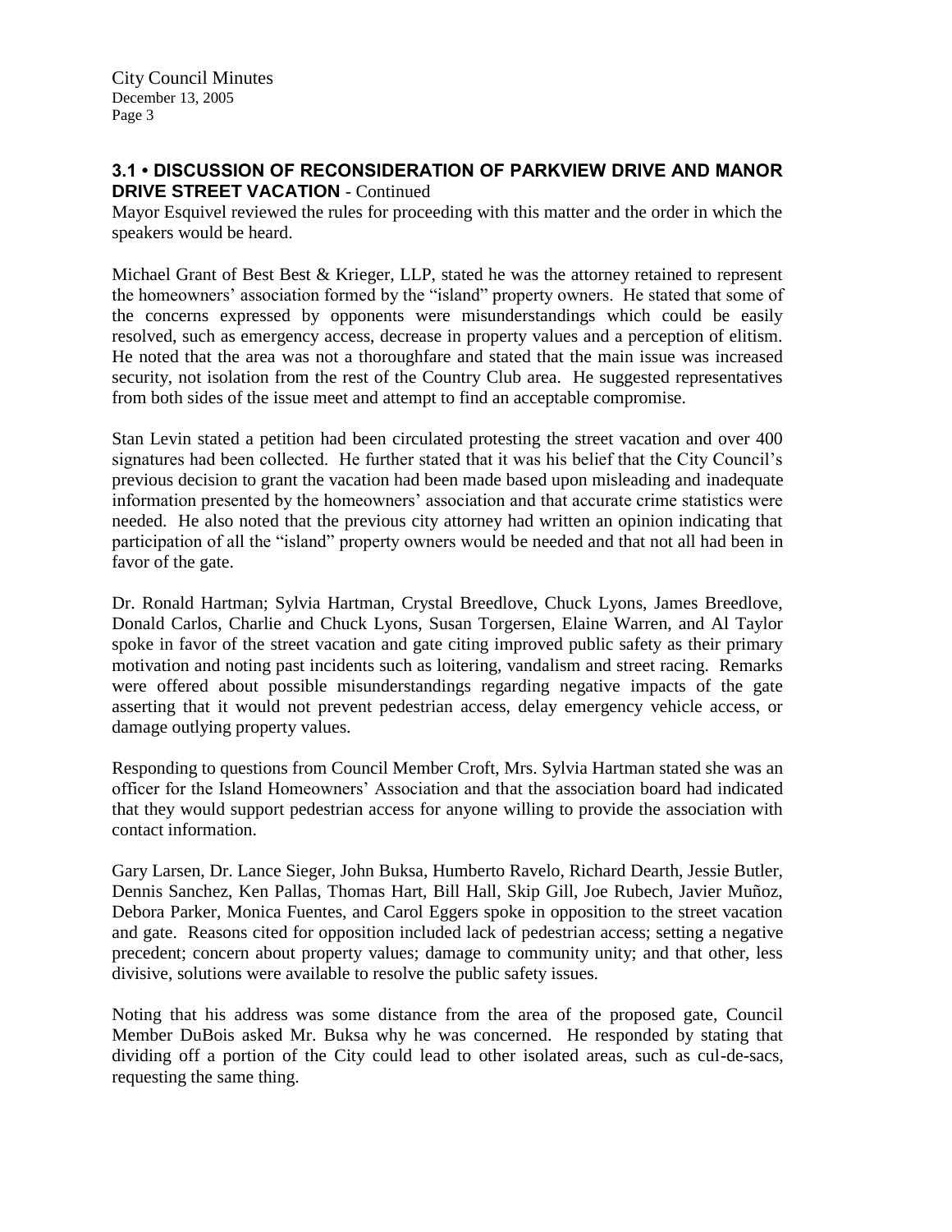### 3.1 • DISCUSSION OF RECONSIDERATION OF PARKVIEW DRIVE AND MANOR DRIVE STREET VACATION - Continued

Mayor Esquivel reviewed the rules for proceeding with this matter and the order in which the speakers would be heard.

Michael Grant of Best Best & Krieger, LLP, stated he was the attorney retained to represent the homeowners' association formed by the "island" property owners. He stated that some of the concerns expressed by opponents were misunderstandings which could be easily resolved, such as emergency access, decrease in property values and a perception of elitism. He noted that the area was not a thoroughfare and stated that the main issue was increased security, not isolation from the rest of the Country Club area. He suggested representatives from both sides of the issue meet and attempt to find an acceptable compromise.

Stan Levin stated a petition had been circulated protesting the street vacation and over 400 signatures had been collected. He further stated that it was his belief that the City Council's previous decision to grant the vacation had been made based upon misleading and inadequate information presented by the homeowners' association and that accurate crime statistics were needed. He also noted that the previous city attorney had written an opinion indicating that participation of all the "island" property owners would be needed and that not all had been in favor of the gate.

Dr. Ronald Hartman; Sylvia Hartman, Crystal Breedlove, Chuck Lyons, James Breedlove, Donald Carlos, Charlie and Chuck Lyons, Susan Torgersen, Elaine Warren, and Al Taylor spoke in favor of the street vacation and gate citing improved public safety as their primary motivation and noting past incidents such as loitering, vandalism and street racing. Remarks were offered about possible misunderstandings regarding negative impacts of the gate asserting that it would not prevent pedestrian access, delay emergency vehicle access, or damage outlying property values.

Responding to questions from Council Member Croft, Mrs. Sylvia Hartman stated she was an officer for the Island Homeowners' Association and that the association board had indicated that they would support pedestrian access for anyone willing to provide the association with contact information.

Gary Larsen, Dr. Lance Sieger, John Buksa, Humberto Ravelo, Richard Dearth, Jessie Butler, Dennis Sanchez, Ken Pallas, Thomas Hart, Bill Hall, Skip Gill, Joe Rubech, Javier Muñoz, Debora Parker, Monica Fuentes, and Carol Eggers spoke in opposition to the street vacation and gate. Reasons cited for opposition included lack of pedestrian access; setting a negative precedent; concern about property values; damage to community unity; and that other, less divisive, solutions were available to resolve the public safety issues.

Noting that his address was some distance from the area of the proposed gate, Council Member DuBois asked Mr. Buksa why he was concerned. He responded by stating that dividing off a portion of the City could lead to other isolated areas, such as cul-de-sacs, requesting the same thing.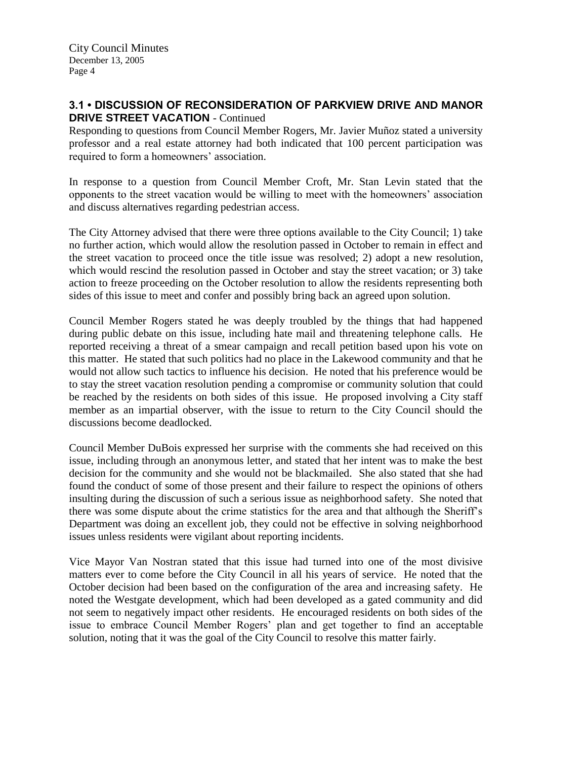### 3.1 • DISCUSSION OF RECONSIDERATION OF PARKVIEW DRIVE AND MANOR DRIVE STREET VACATION - Continued

Responding to questions from Council Member Rogers, Mr. Javier Muñoz stated a university professor and a real estate attorney had both indicated that 100 percent participation was required to form a homeowners' association.

In response to a question from Council Member Croft, Mr. Stan Levin stated that the opponents to the street vacation would be willing to meet with the homeowners' association and discuss alternatives regarding pedestrian access.

The City Attorney advised that there were three options available to the City Council; 1) take no further action, which would allow the resolution passed in October to remain in effect and the street vacation to proceed once the title issue was resolved; 2) adopt a new resolution, which would rescind the resolution passed in October and stay the street vacation; or 3) take action to freeze proceeding on the October resolution to allow the residents representing both sides of this issue to meet and confer and possibly bring back an agreed upon solution.

Council Member Rogers stated he was deeply troubled by the things that had happened during public debate on this issue, including hate mail and threatening telephone calls. He reported receiving a threat of a smear campaign and recall petition based upon his vote on this matter. He stated that such politics had no place in the Lakewood community and that he would not allow such tactics to influence his decision. He noted that his preference would be to stay the street vacation resolution pending a compromise or community solution that could be reached by the residents on both sides of this issue. He proposed involving a City staff member as an impartial observer, with the issue to return to the City Council should the discussions become deadlocked.

Council Member DuBois expressed her surprise with the comments she had received on this issue, including through an anonymous letter, and stated that her intent was to make the best decision for the community and she would not be blackmailed. She also stated that she had found the conduct of some of those present and their failure to respect the opinions of others insulting during the discussion of such a serious issue as neighborhood safety. She noted that there was some dispute about the crime statistics for the area and that although the Sheriff's Department was doing an excellent job, they could not be effective in solving neighborhood issues unless residents were vigilant about reporting incidents.

Vice Mayor Van Nostran stated that this issue had turned into one of the most divisive matters ever to come before the City Council in all his years of service. He noted that the October decision had been based on the configuration of the area and increasing safety. He noted the Westgate development, which had been developed as a gated community and did not seem to negatively impact other residents. He encouraged residents on both sides of the issue to embrace Council Member Rogers' plan and get together to find an acceptable solution, noting that it was the goal of the City Council to resolve this matter fairly.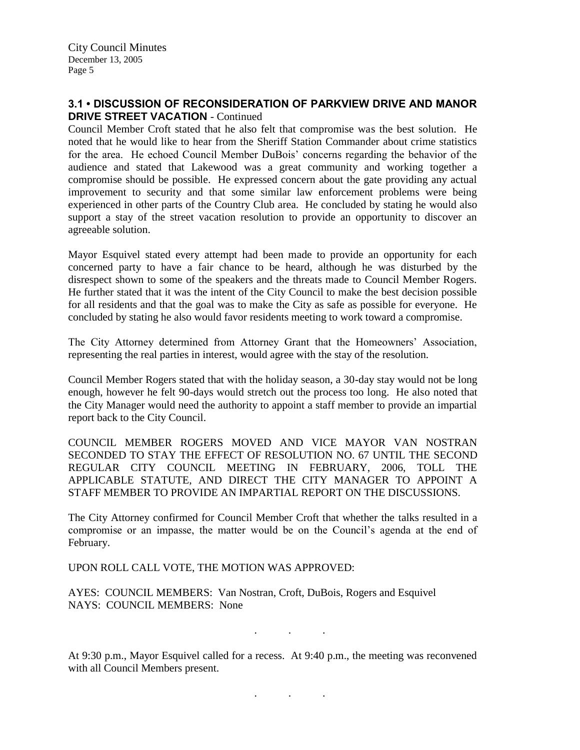### 3.1 • DISCUSSION OF RECONSIDERATION OF PARKVIEW DRIVE AND MANOR DRIVE STREET VACATION - Continued

Council Member Croft stated that he also felt that compromise was the best solution. He noted that he would like to hear from the Sheriff Station Commander about crime statistics for the area. He echoed Council Member DuBois' concerns regarding the behavior of the audience and stated that Lakewood was a great community and working together a compromise should be possible. He expressed concern about the gate providing any actual improvement to security and that some similar law enforcement problems were being experienced in other parts of the Country Club area. He concluded by stating he would also support a stay of the street vacation resolution to provide an opportunity to discover an agreeable solution.

Mayor Esquivel stated every attempt had been made to provide an opportunity for each concerned party to have a fair chance to be heard, although he was disturbed by the disrespect shown to some of the speakers and the threats made to Council Member Rogers. He further stated that it was the intent of the City Council to make the best decision possible for all residents and that the goal was to make the City as safe as possible for everyone. He concluded by stating he also would favor residents meeting to work toward a compromise.

The City Attorney determined from Attorney Grant that the Homeowners' Association, representing the real parties in interest, would agree with the stay of the resolution.

Council Member Rogers stated that with the holiday season, a 30-day stay would not be long enough, however he felt 90-days would stretch out the process too long. He also noted that the City Manager would need the authority to appoint a staff member to provide an impartial report back to the City Council.

COUNCIL MEMBER ROGERS MOVED AND VICE MAYOR VAN NOSTRAN SECONDED TO STAY THE EFFECT OF RESOLUTION NO. 67 UNTIL THE SECOND REGULAR CITY COUNCIL MEETING IN FEBRUARY, 2006, TOLL THE APPLICABLE STATUTE, AND DIRECT THE CITY MANAGER TO APPOINT A STAFF MEMBER TO PROVIDE AN IMPARTIAL REPORT ON THE DISCUSSIONS.

The City Attorney confirmed for Council Member Croft that whether the talks resulted in a compromise or an impasse, the matter would be on the Council's agenda at the end of February.

UPON ROLL CALL VOTE, THE MOTION WAS APPROVED:

AYES: COUNCIL MEMBERS: Van Nostran, Croft, DuBois, Rogers and Esquivel
NAYS: COUNCIL MEMBERS: None

. . .

At 9:30 p.m., Mayor Esquivel called for a recess. At 9:40 p.m., the meeting was reconvened with all Council Members present.

. . .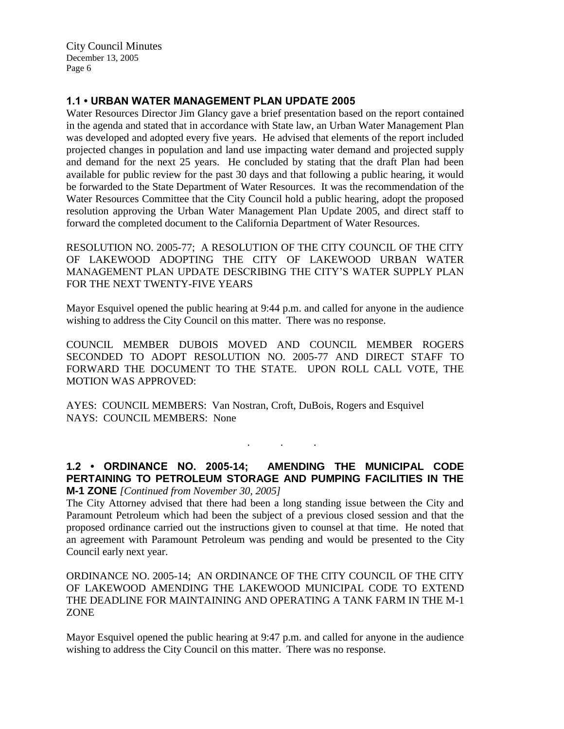### 1.1 • URBAN WATER MANAGEMENT PLAN UPDATE 2005

Water Resources Director Jim Glancy gave a brief presentation based on the report contained in the agenda and stated that in accordance with State law, an Urban Water Management Plan was developed and adopted every five years. He advised that elements of the report included projected changes in population and land use impacting water demand and projected supply and demand for the next 25 years. He concluded by stating that the draft Plan had been available for public review for the past 30 days and that following a public hearing, it would be forwarded to the State Department of Water Resources. It was the recommendation of the Water Resources Committee that the City Council hold a public hearing, adopt the proposed resolution approving the Urban Water Management Plan Update 2005, and direct staff to forward the completed document to the California Department of Water Resources.

RESOLUTION NO. 2005-77; A RESOLUTION OF THE CITY COUNCIL OF THE CITY OF LAKEWOOD ADOPTING THE CITY OF LAKEWOOD URBAN WATER MANAGEMENT PLAN UPDATE DESCRIBING THE CITY'S WATER SUPPLY PLAN FOR THE NEXT TWENTY-FIVE YEARS

Mayor Esquivel opened the public hearing at 9:44 p.m. and called for anyone in the audience wishing to address the City Council on this matter. There was no response.

COUNCIL MEMBER DUBOIS MOVED AND COUNCIL MEMBER ROGERS SECONDED TO ADOPT RESOLUTION NO. 2005-77 AND DIRECT STAFF TO FORWARD THE DOCUMENT TO THE STATE. UPON ROLL CALL VOTE, THE MOTION WAS APPROVED:

AYES: COUNCIL MEMBERS: Van Nostran, Croft, DuBois, Rogers and Esquivel
NAYS: COUNCIL MEMBERS: None

. . .

### 1.2 • ORDINANCE NO. 2005-14; AMENDING THE MUNICIPAL CODE PERTAINING TO PETROLEUM STORAGE AND PUMPING FACILITIES IN THE M-1 ZONE *[Continued from November 30, 2005]*

The City Attorney advised that there had been a long standing issue between the City and Paramount Petroleum which had been the subject of a previous closed session and that the proposed ordinance carried out the instructions given to counsel at that time. He noted that an agreement with Paramount Petroleum was pending and would be presented to the City Council early next year.

ORDINANCE NO. 2005-14; AN ORDINANCE OF THE CITY COUNCIL OF THE CITY OF LAKEWOOD AMENDING THE LAKEWOOD MUNICIPAL CODE TO EXTEND THE DEADLINE FOR MAINTAINING AND OPERATING A TANK FARM IN THE M-1 ZONE

Mayor Esquivel opened the public hearing at 9:47 p.m. and called for anyone in the audience wishing to address the City Council on this matter. There was no response.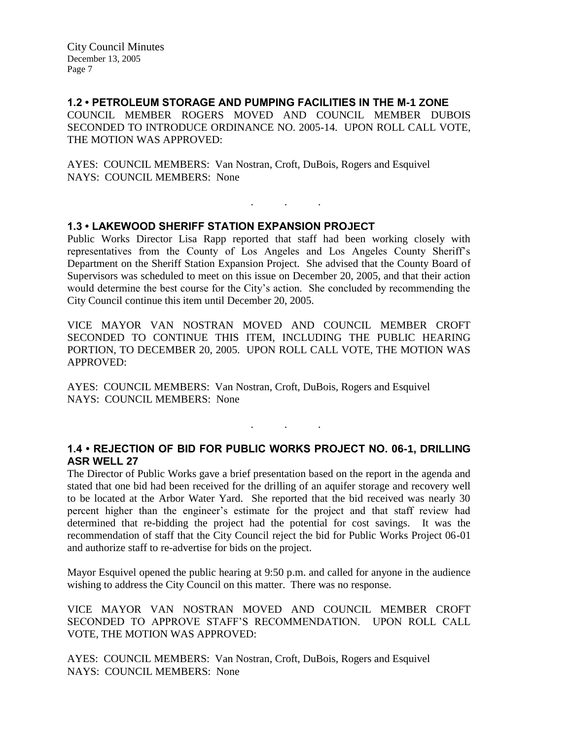## 1.2 • PETROLEUM STORAGE AND PUMPING FACILITIES IN THE M-1 ZONE

COUNCIL MEMBER ROGERS MOVED AND COUNCIL MEMBER DUBOIS SECONDED TO INTRODUCE ORDINANCE NO. 2005-14. UPON ROLL CALL VOTE, THE MOTION WAS APPROVED:

AYES: COUNCIL MEMBERS: Van Nostran, Croft, DuBois, Rogers and Esquivel
NAYS: COUNCIL MEMBERS: None

. . .

## 1.3 • LAKEWOOD SHERIFF STATION EXPANSION PROJECT

Public Works Director Lisa Rapp reported that staff had been working closely with representatives from the County of Los Angeles and Los Angeles County Sheriff's Department on the Sheriff Station Expansion Project. She advised that the County Board of Supervisors was scheduled to meet on this issue on December 20, 2005, and that their action would determine the best course for the City's action. She concluded by recommending the City Council continue this item until December 20, 2005.

VICE MAYOR VAN NOSTRAN MOVED AND COUNCIL MEMBER CROFT SECONDED TO CONTINUE THIS ITEM, INCLUDING THE PUBLIC HEARING PORTION, TO DECEMBER 20, 2005. UPON ROLL CALL VOTE, THE MOTION WAS APPROVED:

AYES: COUNCIL MEMBERS: Van Nostran, Croft, DuBois, Rogers and Esquivel
NAYS: COUNCIL MEMBERS: None

. . .

## 1.4 • REJECTION OF BID FOR PUBLIC WORKS PROJECT NO. 06-1, DRILLING ASR WELL 27

The Director of Public Works gave a brief presentation based on the report in the agenda and stated that one bid had been received for the drilling of an aquifer storage and recovery well to be located at the Arbor Water Yard. She reported that the bid received was nearly 30 percent higher than the engineer's estimate for the project and that staff review had determined that re-bidding the project had the potential for cost savings. It was the recommendation of staff that the City Council reject the bid for Public Works Project 06-01 and authorize staff to re-advertise for bids on the project.

Mayor Esquivel opened the public hearing at 9:50 p.m. and called for anyone in the audience wishing to address the City Council on this matter. There was no response.

VICE MAYOR VAN NOSTRAN MOVED AND COUNCIL MEMBER CROFT SECONDED TO APPROVE STAFF'S RECOMMENDATION. UPON ROLL CALL VOTE, THE MOTION WAS APPROVED:

AYES: COUNCIL MEMBERS: Van Nostran, Croft, DuBois, Rogers and Esquivel
NAYS: COUNCIL MEMBERS: None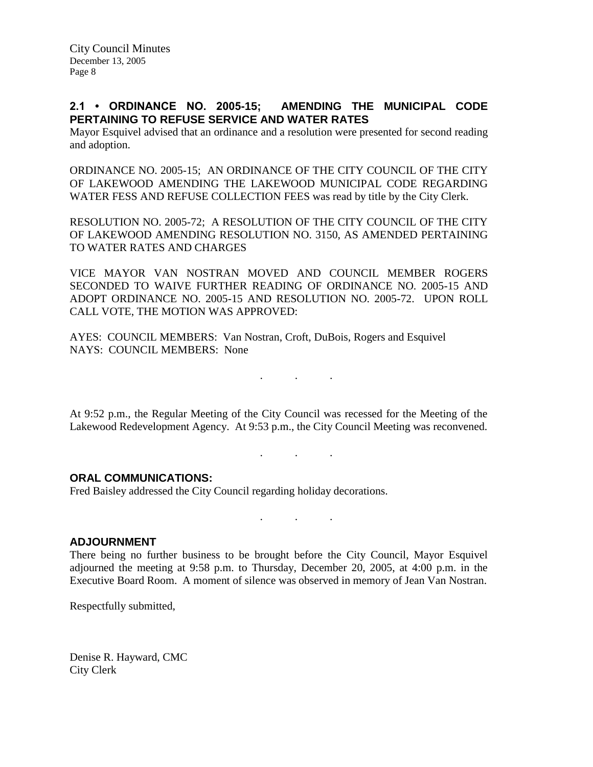## 2.1 • ORDINANCE NO. 2005-15; AMENDING THE MUNICIPAL CODE PERTAINING TO REFUSE SERVICE AND WATER RATES

Mayor Esquivel advised that an ordinance and a resolution were presented for second reading and adoption.

ORDINANCE NO. 2005-15; AN ORDINANCE OF THE CITY COUNCIL OF THE CITY OF LAKEWOOD AMENDING THE LAKEWOOD MUNICIPAL CODE REGARDING WATER FESS AND REFUSE COLLECTION FEES was read by title by the City Clerk.

RESOLUTION NO. 2005-72; A RESOLUTION OF THE CITY COUNCIL OF THE CITY OF LAKEWOOD AMENDING RESOLUTION NO. 3150, AS AMENDED PERTAINING TO WATER RATES AND CHARGES

VICE MAYOR VAN NOSTRAN MOVED AND COUNCIL MEMBER ROGERS SECONDED TO WAIVE FURTHER READING OF ORDINANCE NO. 2005-15 AND ADOPT ORDINANCE NO. 2005-15 AND RESOLUTION NO. 2005-72. UPON ROLL CALL VOTE, THE MOTION WAS APPROVED:

AYES: COUNCIL MEMBERS: Van Nostran, Croft, DuBois, Rogers and Esquivel
NAYS: COUNCIL MEMBERS: None

. . .

At 9:52 p.m., the Regular Meeting of the City Council was recessed for the Meeting of the Lakewood Redevelopment Agency. At 9:53 p.m., the City Council Meeting was reconvened.

. . .

## ORAL COMMUNICATIONS:

Fred Baisley addressed the City Council regarding holiday decorations.

. . .

## ADJOURNMENT

There being no further business to be brought before the City Council, Mayor Esquivel adjourned the meeting at 9:58 p.m. to Thursday, December 20, 2005, at 4:00 p.m. in the Executive Board Room. A moment of silence was observed in memory of Jean Van Nostran.

Respectfully submitted,

Denise R. Hayward, CMC
City Clerk